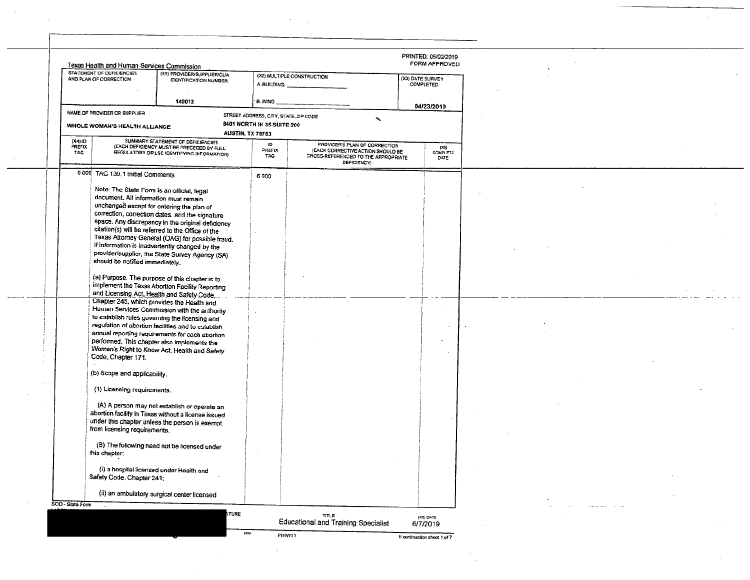PRINTED: 05/02/2019
FORM APPROVED

Texas Health and Human Services Commission

| STATEMENT OF DEFICIENCIES AND PLAN OF CORRECTION | (X1) PROVIDER/SUPPLIER/CLIA IDENTIFICATION NUMBER: | (X2) MULTIPLE CONSTRUCTION | (X3) DATE SURVEY COMPLETED |
|---|---|---|---|
| | 140013 | A. BUILDING: ______ B. WING ______ | 04/23/2019 |

| NAME OF PROVIDER OR SUPPLIER | STREET ADDRESS, CITY, STATE, ZIP CODE |
|---|---|
| WHOLE WOMAN'S HEALTH ALLIANCE | 8401 NORTH IH 35 SUITE 200 AUSTIN, TX 78753 |

| (X4) ID PREFIX TAG | SUMMARY STATEMENT OF DEFICIENCIES (EACH DEFICIENCY MUST BE PRECEDED BY FULL REGULATORY OR LSC IDENTIFYING INFORMATION) | ID PREFIX TAG | PROVIDER'S PLAN OF CORRECTION (EACH CORRECTIVE ACTION SHOULD BE CROSS-REFERENCED TO THE APPROPRIATE DEFICIENCY) | (X5) COMPLETE DATE |
|---|---|---|---|---|
| 6 000 | TAC 139.1 Initial Comments<br><br>Note: The State Form is an official, legal document. All information must remain unchanged except for entering the plan of correction, correction dates, and the signature space. Any discrepancy in the original deficiency citation(s) will be referred to the Office of the Texas Attorney General (OAG) for possible fraud. If information is inadvertently changed by the provider/supplier, the State Survey Agency (SA) should be notified immediately.<br><br>(a) Purpose. The purpose of this chapter is to implement the Texas Abortion Facility Reporting and Licensing Act, Health and Safety Code, Chapter 245, which provides the Health and Human Services Commission with the authority to establish rules governing the licensing and regulation of abortion facilities and to establish annual reporting requirements for each abortion performed. This chapter also implements the Woman's Right to Know Act, Health and Safety Code, Chapter 171.<br><br>(b) Scope and applicability.<br><br>(1) Licensing requirements.<br><br>(A) A person may not establish or operate an abortion facility in Texas without a license issued under this chapter unless the person is exempt from licensing requirements.<br><br>(B) The following need not be licensed under this chapter:<br><br>(i) a hospital licensed under Health and Safety Code, Chapter 241;<br><br>(ii) an ambulatory surgical center licensed | 6 000 | | |

SOD - State Form

TITLE: Educational and Training Specialist
(X6) DATE: 6/7/2019

PHVW11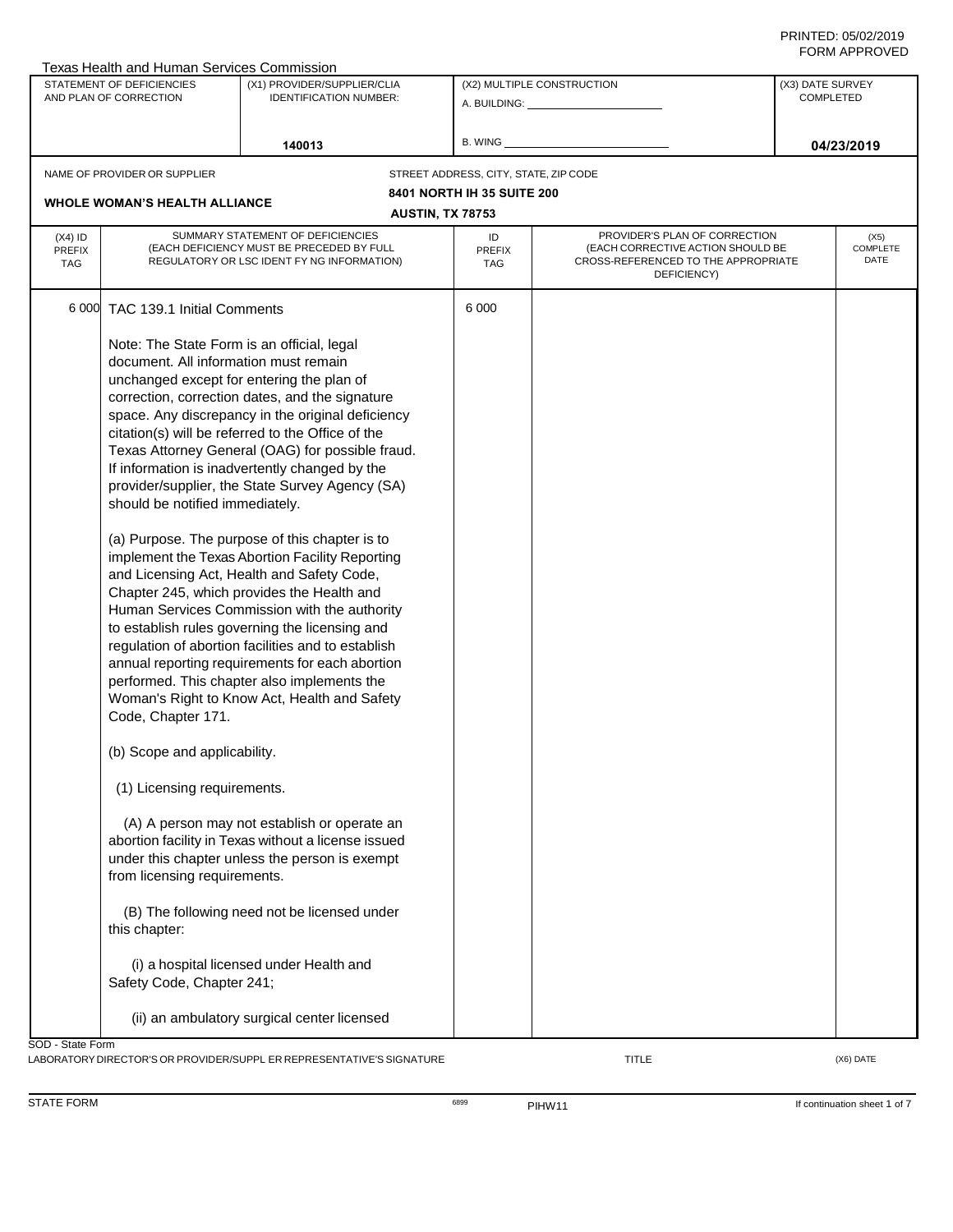Texas Health and Human Services Commission

| STATEMENT OF DEFICIENCIES AND PLAN OF CORRECTION | (X1) PROVIDER/SUPPLIER/CLIA IDENTIFICATION NUMBER: | (X2) MULTIPLE CONSTRUCTION | (X3) DATE SURVEY COMPLETED |
|---|---|---|---|
| | 140013 | A. BUILDING: ___ B. WING ___ | 04/23/2019 |

NAME OF PROVIDER OR SUPPLIER: **WHOLE WOMAN'S HEALTH ALLIANCE**

STREET ADDRESS, CITY, STATE, ZIP CODE: **8401 NORTH IH 35 SUITE 200, AUSTIN, TX 78753**

| (X4) ID PREFIX TAG | SUMMARY STATEMENT OF DEFICIENCIES (EACH DEFICIENCY MUST BE PRECEDED BY FULL REGULATORY OR LSC IDENTIFYING INFORMATION) | ID PREFIX TAG | PROVIDER'S PLAN OF CORRECTION (EACH CORRECTIVE ACTION SHOULD BE CROSS-REFERENCED TO THE APPROPRIATE DEFICIENCY) | (X5) COMPLETE DATE |
|---|---|---|---|---|
| 6 000 | TAC 139.1 Initial Comments<br><br>Note: The State Form is an official, legal document. All information must remain unchanged except for entering the plan of correction, correction dates, and the signature space. Any discrepancy in the original deficiency citation(s) will be referred to the Office of the Texas Attorney General (OAG) for possible fraud. If information is inadvertently changed by the provider/supplier, the State Survey Agency (SA) should be notified immediately.<br><br>(a) Purpose. The purpose of this chapter is to implement the Texas Abortion Facility Reporting and Licensing Act, Health and Safety Code, Chapter 245, which provides the Health and Human Services Commission with the authority to establish rules governing the licensing and regulation of abortion facilities and to establish annual reporting requirements for each abortion performed. This chapter also implements the Woman's Right to Know Act, Health and Safety Code, Chapter 171.<br><br>(b) Scope and applicability.<br><br>(1) Licensing requirements.<br><br>(A) A person may not establish or operate an abortion facility in Texas without a license issued under this chapter unless the person is exempt from licensing requirements.<br><br>(B) The following need not be licensed under this chapter:<br><br>(i) a hospital licensed under Health and Safety Code, Chapter 241;<br><br>(ii) an ambulatory surgical center licensed | 6 000 | | |

SOD - State Form

LABORATORY DIRECTOR'S OR PROVIDER/SUPPLIER REPRESENTATIVE'S SIGNATURE — TITLE — (X6) DATE

STATE FORM 6899 PIHW11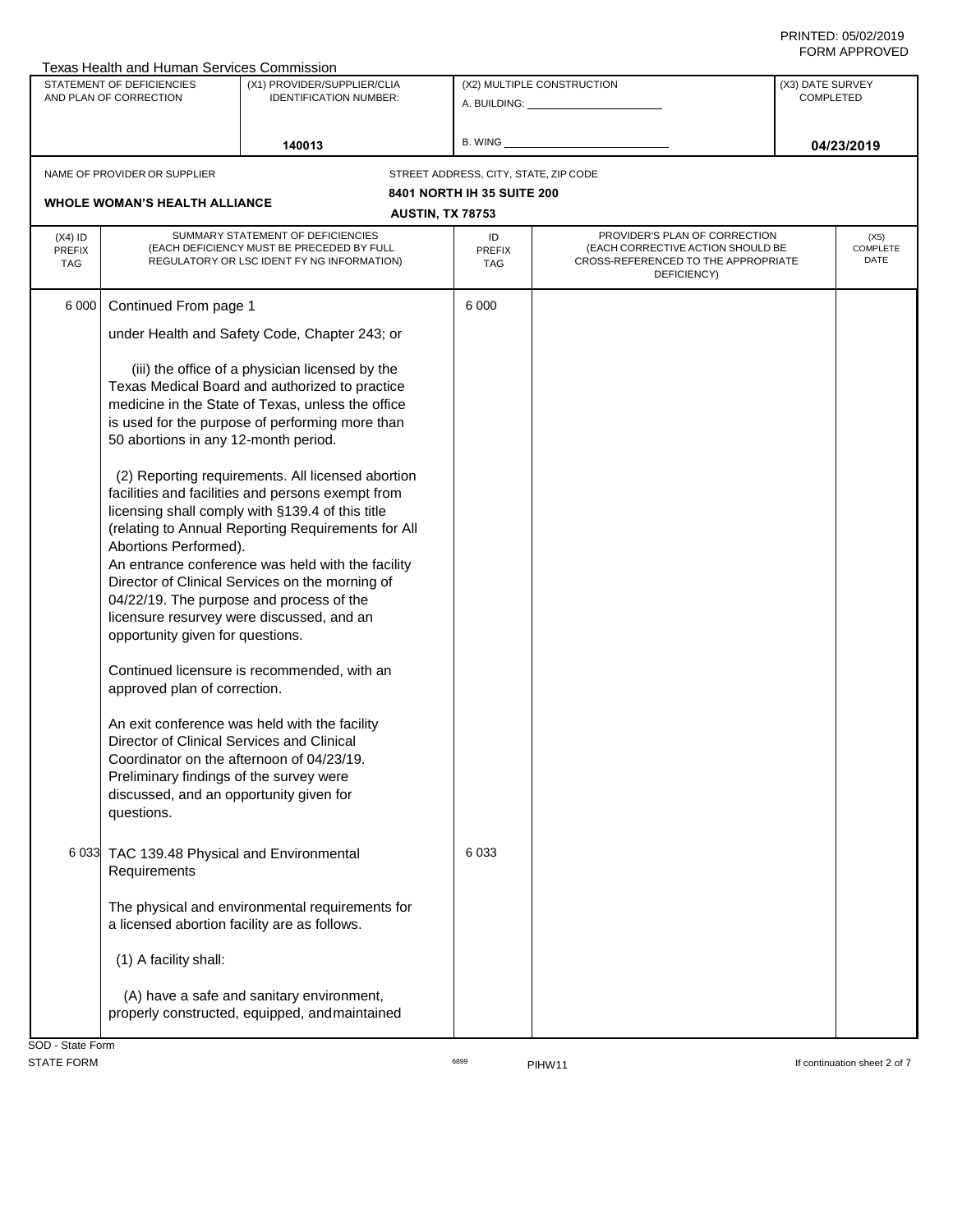Texas Health and Human Services Commission

| STATEMENT OF DEFICIENCIES AND PLAN OF CORRECTION | (X1) PROVIDER/SUPPLIER/CLIA IDENTIFICATION NUMBER: | (X2) MULTIPLE CONSTRUCTION | (X3) DATE SURVEY COMPLETED |
|---|---|---|---|
| | 140013 | A. BUILDING: ______ B. WING ______ | 04/23/2019 |

| NAME OF PROVIDER OR SUPPLIER | STREET ADDRESS, CITY, STATE, ZIP CODE |
|---|---|
| WHOLE WOMAN'S HEALTH ALLIANCE | 8401 NORTH IH 35 SUITE 200 AUSTIN, TX 78753 |

| (X4) ID PREFIX TAG | SUMMARY STATEMENT OF DEFICIENCIES (EACH DEFICIENCY MUST BE PRECEDED BY FULL REGULATORY OR LSC IDENTFYNG INFORMATION) | ID PREFIX TAG | PROVIDER'S PLAN OF CORRECTION (EACH CORRECTIVE ACTION SHOULD BE CROSS-REFERENCED TO THE APPROPRIATE DEFICIENCY) | (X5) COMPLETE DATE |
|---|---|---|---|---|
| 6 000 | Continued From page 1<br><br>under Health and Safety Code, Chapter 243; or<br><br>(iii) the office of a physician licensed by the Texas Medical Board and authorized to practice medicine in the State of Texas, unless the office is used for the purpose of performing more than 50 abortions in any 12-month period.<br><br>(2) Reporting requirements. All licensed abortion facilities and facilities and persons exempt from licensing shall comply with §139.4 of this title (relating to Annual Reporting Requirements for All Abortions Performed).<br>An entrance conference was held with the facility Director of Clinical Services on the morning of 04/22/19. The purpose and process of the licensure resurvey were discussed, and an opportunity given for questions.<br><br>Continued licensure is recommended, with an approved plan of correction.<br><br>An exit conference was held with the facility Director of Clinical Services and Clinical Coordinator on the afternoon of 04/23/19. Preliminary findings of the survey were discussed, and an opportunity given for questions. | 6 000 | | |
| 6 033 | TAC 139.48 Physical and Environmental Requirements<br><br>The physical and environmental requirements for a licensed abortion facility are as follows.<br><br>(1) A facility shall:<br><br>(A) have a safe and sanitary environment, properly constructed, equipped, and maintained | 6 033 | | |

SOD - State Form
STATE FORM 6899 PIHW11 If continuation sheet 2 of 7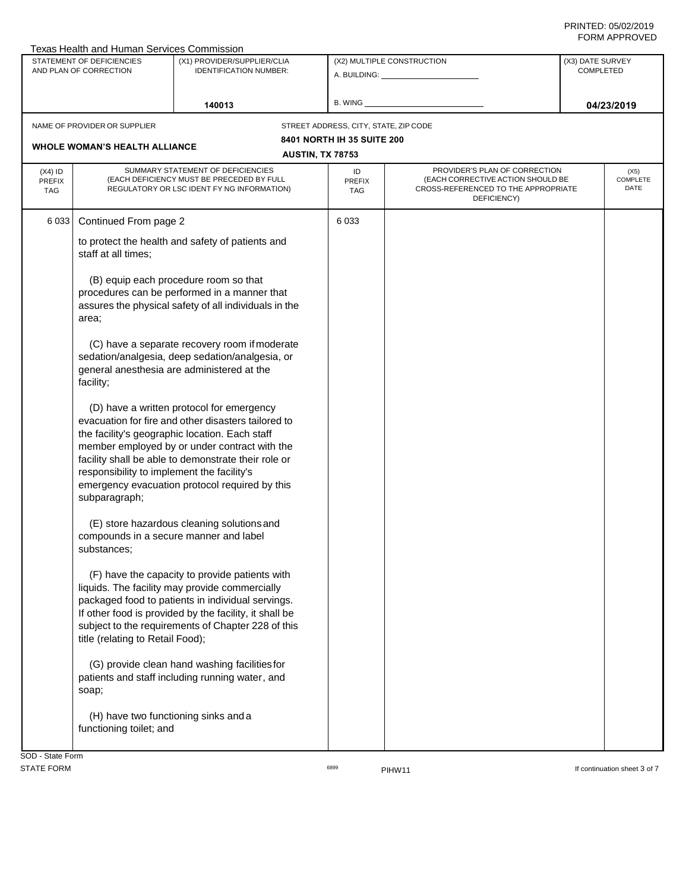PRINTED: 05/02/2019
FORM APPROVED

Texas Health and Human Services Commission

| STATEMENT OF DEFICIENCIES AND PLAN OF CORRECTION | (X1) PROVIDER/SUPPLIER/CLIA IDENTIFICATION NUMBER: | (X2) MULTIPLE CONSTRUCTION | (X3) DATE SURVEY COMPLETED |
|---|---|---|---|
| | 140013 | A. BUILDING: ____ B. WING ____ | 04/23/2019 |

NAME OF PROVIDER OR SUPPLIER: **WHOLE WOMAN'S HEALTH ALLIANCE**

STREET ADDRESS, CITY, STATE, ZIP CODE: **8401 NORTH IH 35 SUITE 200, AUSTIN, TX 78753**

| (X4) ID PREFIX TAG | SUMMARY STATEMENT OF DEFICIENCIES (EACH DEFICIENCY MUST BE PRECEDED BY FULL REGULATORY OR LSC IDENTIFYING INFORMATION) | ID PREFIX TAG | PROVIDER'S PLAN OF CORRECTION (EACH CORRECTIVE ACTION SHOULD BE CROSS-REFERENCED TO THE APPROPRIATE DEFICIENCY) | (X5) COMPLETE DATE |
|---|---|---|---|---|
| 6 033 | Continued From page 2 | 6 033 | | |

to protect the health and safety of patients and staff at all times;

(B) equip each procedure room so that procedures can be performed in a manner that assures the physical safety of all individuals in the area;

(C) have a separate recovery room if moderate sedation/analgesia, deep sedation/analgesia, or general anesthesia are administered at the facility;

(D) have a written protocol for emergency evacuation for fire and other disasters tailored to the facility's geographic location. Each staff member employed by or under contract with the facility shall be able to demonstrate their role or responsibility to implement the facility's emergency evacuation protocol required by this subparagraph;

(E) store hazardous cleaning solutions and compounds in a secure manner and label substances;

(F) have the capacity to provide patients with liquids. The facility may provide commercially packaged food to patients in individual servings. If other food is provided by the facility, it shall be subject to the requirements of Chapter 228 of this title (relating to Retail Food);

(G) provide clean hand washing facilities for patients and staff including running water, and soap;

(H) have two functioning sinks and a functioning toilet; and

SOD - State Form
STATE FORM 6899 PIHW11 If continuation sheet 3 of 7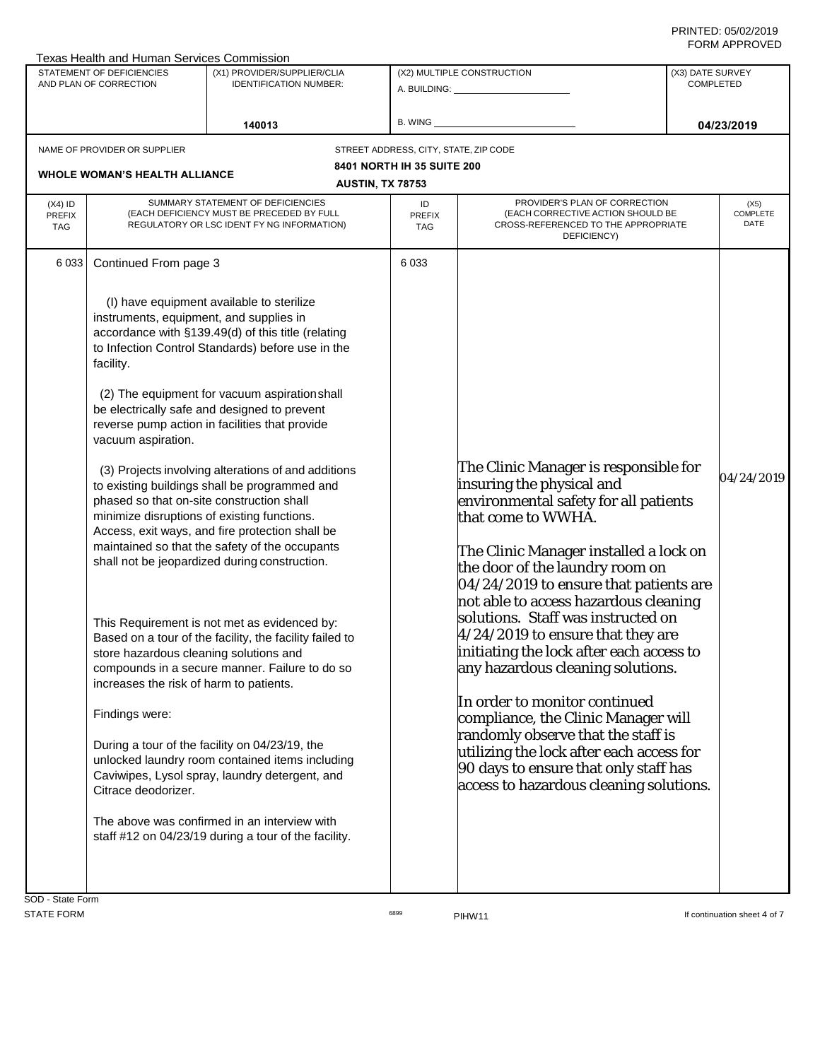Texas Health and Human Services Commission

| STATEMENT OF DEFICIENCIES AND PLAN OF CORRECTION | (X1) PROVIDER/SUPPLIER/CLIA IDENTIFICATION NUMBER: | (X2) MULTIPLE CONSTRUCTION | (X3) DATE SURVEY COMPLETED |
|---|---|---|---|
| | 140013 | A. BUILDING: ______ B. WING ______ | 04/23/2019 |

NAME OF PROVIDER OR SUPPLIER: **WHOLE WOMAN'S HEALTH ALLIANCE**

STREET ADDRESS, CITY, STATE, ZIP CODE: **8401 NORTH IH 35 SUITE 200, AUSTIN, TX 78753**

| (X4) ID PREFIX TAG | SUMMARY STATEMENT OF DEFICIENCIES (EACH DEFICIENCY MUST BE PRECEDED BY FULL REGULATORY OR LSC IDENT FY NG INFORMATION) | ID PREFIX TAG | PROVIDER'S PLAN OF CORRECTION (EACH CORRECTIVE ACTION SHOULD BE CROSS-REFERENCED TO THE APPROPRIATE DEFICIENCY) | (X5) COMPLETE DATE |
|---|---|---|---|---|
| 6 033 | Continued From page 3<br><br>(I) have equipment available to sterilize instruments, equipment, and supplies in accordance with §139.49(d) of this title (relating to Infection Control Standards) before use in the facility.<br><br>(2) The equipment for vacuum aspiration shall be electrically safe and designed to prevent reverse pump action in facilities that provide vacuum aspiration.<br><br>(3) Projects involving alterations of and additions to existing buildings shall be programmed and phased so that on-site construction shall minimize disruptions of existing functions. Access, exit ways, and fire protection shall be maintained so that the safety of the occupants shall not be jeopardized during construction.<br><br>This Requirement is not met as evidenced by:<br>Based on a tour of the facility, the facility failed to store hazardous cleaning solutions and compounds in a secure manner. Failure to do so increases the risk of harm to patients.<br><br>Findings were:<br><br>During a tour of the facility on 04/23/19, the unlocked laundry room contained items including Caviwipes, Lysol spray, laundry detergent, and Citrace deodorizer.<br><br>The above was confirmed in an interview with staff #12 on 04/23/19 during a tour of the facility. | 6 033 | The Clinic Manager is responsible for insuring the physical and environmental safety for all patients that come to WWHA.<br><br>The Clinic Manager installed a lock on the door of the laundry room on 04/24/2019 to ensure that patients are not able to access hazardous cleaning solutions. Staff was instructed on 4/24/2019 to ensure that they are initiating the lock after each access to any hazardous cleaning solutions.<br><br>In order to monitor continued compliance, the Clinic Manager will randomly observe that the staff is utilizing the lock after each access for 90 days to ensure that only staff has access to hazardous cleaning solutions. | 04/24/2019 |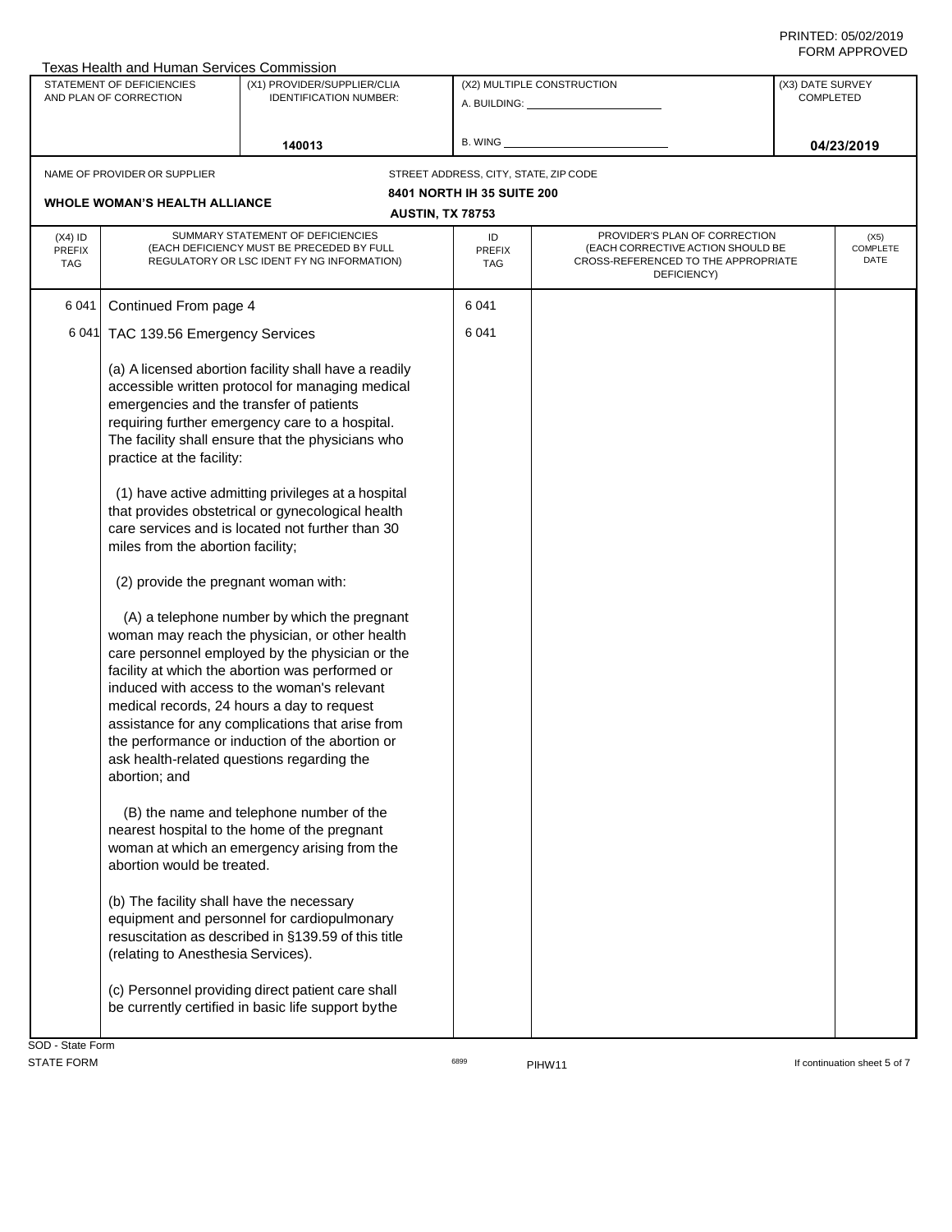PRINTED: 05/02/2019
FORM APPROVED

Texas Health and Human Services Commission

| STATEMENT OF DEFICIENCIES AND PLAN OF CORRECTION | (X1) PROVIDER/SUPPLIER/CLIA IDENTIFICATION NUMBER: | (X2) MULTIPLE CONSTRUCTION | (X3) DATE SURVEY COMPLETED |
|---|---|---|---|
| | 140013 | A. BUILDING: ______ B. WING ______ | 04/23/2019 |

NAME OF PROVIDER OR SUPPLIER: **WHOLE WOMAN'S HEALTH ALLIANCE**

STREET ADDRESS, CITY, STATE, ZIP CODE: **8401 NORTH IH 35 SUITE 200, AUSTIN, TX 78753**

| (X4) ID PREFIX TAG | SUMMARY STATEMENT OF DEFICIENCIES (EACH DEFICIENCY MUST BE PRECEDED BY FULL REGULATORY OR LSC IDENT FY NG INFORMATION) | ID PREFIX TAG | PROVIDER'S PLAN OF CORRECTION (EACH CORRECTIVE ACTION SHOULD BE CROSS-REFERENCED TO THE APPROPRIATE DEFICIENCY) | (X5) COMPLETE DATE |
|---|---|---|---|---|
| 6 041 | Continued From page 4 | 6 041 | | |
| 6 041 | TAC 139.56 Emergency Services<br><br>(a) A licensed abortion facility shall have a readily accessible written protocol for managing medical emergencies and the transfer of patients requiring further emergency care to a hospital. The facility shall ensure that the physicians who practice at the facility:<br><br>(1) have active admitting privileges at a hospital that provides obstetrical or gynecological health care services and is located not further than 30 miles from the abortion facility;<br><br>(2) provide the pregnant woman with:<br><br>(A) a telephone number by which the pregnant woman may reach the physician, or other health care personnel employed by the physician or the facility at which the abortion was performed or induced with access to the woman's relevant medical records, 24 hours a day to request assistance for any complications that arise from the performance or induction of the abortion or ask health-related questions regarding the abortion; and<br><br>(B) the name and telephone number of the nearest hospital to the home of the pregnant woman at which an emergency arising from the abortion would be treated.<br><br>(b) The facility shall have the necessary equipment and personnel for cardiopulmonary resuscitation as described in §139.59 of this title (relating to Anesthesia Services).<br><br>(c) Personnel providing direct patient care shall be currently certified in basic life support bythe | 6 041 | | |

SOD - State Form
STATE FORM 6899 PIHW11 If continuation sheet 5 of 7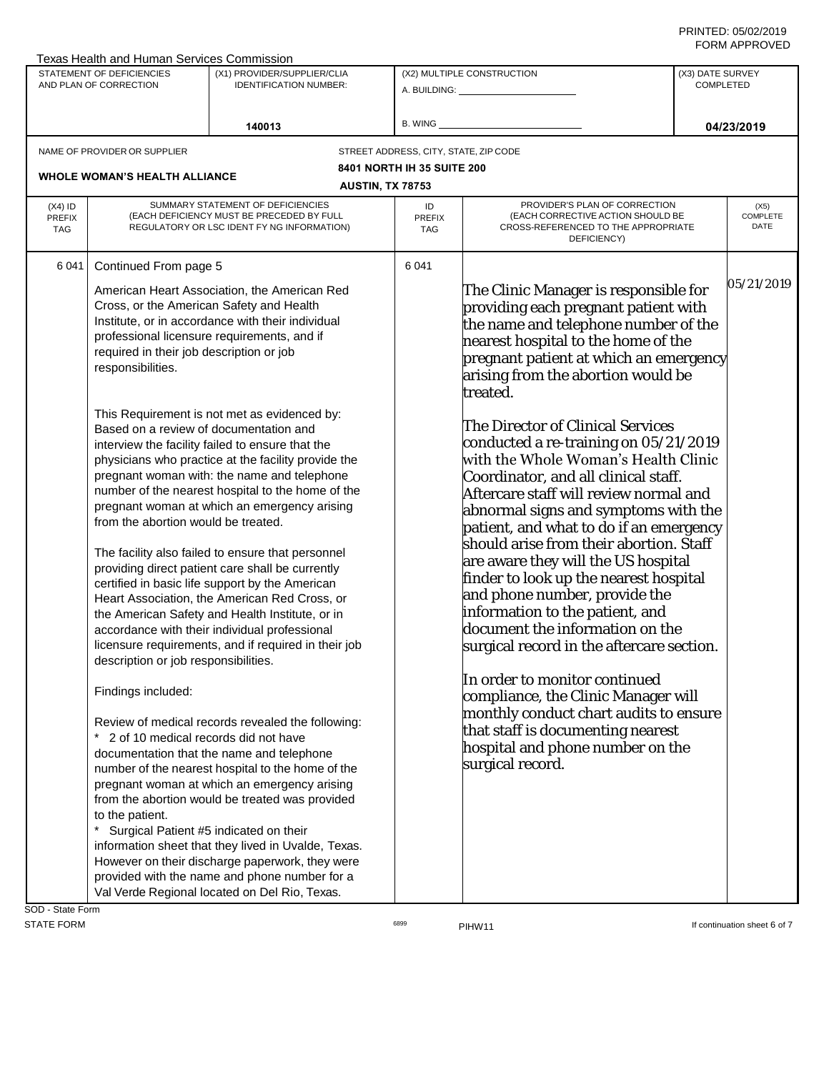Texas Health and Human Services Commission

| STATEMENT OF DEFICIENCIES AND PLAN OF CORRECTION | (X1) PROVIDER/SUPPLIER/CLIA IDENTIFICATION NUMBER: | (X2) MULTIPLE CONSTRUCTION | (X3) DATE SURVEY COMPLETED |
|---|---|---|---|
| | 140013 | A. BUILDING: ______ B. WING ______ | 04/23/2019 |

| NAME OF PROVIDER OR SUPPLIER | STREET ADDRESS, CITY, STATE, ZIP CODE |
|---|---|
| WHOLE WOMAN'S HEALTH ALLIANCE | 8401 NORTH IH 35 SUITE 200 AUSTIN, TX 78753 |

| (X4) ID PREFIX TAG | SUMMARY STATEMENT OF DEFICIENCIES (EACH DEFICIENCY MUST BE PRECEDED BY FULL REGULATORY OR LSC IDENT FY NG INFORMATION) | ID PREFIX TAG | PROVIDER'S PLAN OF CORRECTION (EACH CORRECTIVE ACTION SHOULD BE CROSS-REFERENCED TO THE APPROPRIATE DEFICIENCY) | (X5) COMPLETE DATE |
|---|---|---|---|---|
| 6 041 | Continued From page 5 | 6 041 | | |

**6 041 — Summary Statement of Deficiencies (continued):**

American Heart Association, the American Red Cross, or the American Safety and Health Institute, or in accordance with their individual professional licensure requirements, and if required in their job description or job responsibilities.

This Requirement is not met as evidenced by:
Based on a review of documentation and interview the facility failed to ensure that the physicians who practice at the facility provide the pregnant woman with: the name and telephone number of the nearest hospital to the home of the pregnant woman at which an emergency arising from the abortion would be treated.

The facility also failed to ensure that personnel providing direct patient care shall be currently certified in basic life support by the American Heart Association, the American Red Cross, or the American Safety and Health Institute, or in accordance with their individual professional licensure requirements, and if required in their job description or job responsibilities.

Findings included:

Review of medical records revealed the following:
* 2 of 10 medical records did not have documentation that the name and telephone number of the nearest hospital to the home of the pregnant woman at which an emergency arising from the abortion would be treated was provided to the patient.
* Surgical Patient #5 indicated on their information sheet that they lived in Uvalde, Texas. However on their discharge paperwork, they were provided with the name and phone number for a Val Verde Regional located on Del Rio, Texas.

**6 041 — Provider's Plan of Correction (Complete Date: 05/21/2019):**

The Clinic Manager is responsible for providing each pregnant patient with the name and telephone number of the nearest hospital to the home of the pregnant patient at which an emergency arising from the abortion would be treated.

The Director of Clinical Services conducted a re-training on 05/21/2019 with the Whole Woman's Health Clinic Coordinator, and all clinical staff. Aftercare staff will review normal and abnormal signs and symptoms with the patient, and what to do if an emergency should arise from their abortion. Staff are aware they will the US hospital finder to look up the nearest hospital and phone number, provide the information to the patient, and document the information on the surgical record in the aftercare section.

In order to monitor continued compliance, the Clinic Manager will monthly conduct chart audits to ensure that staff is documenting nearest hospital and phone number on the surgical record.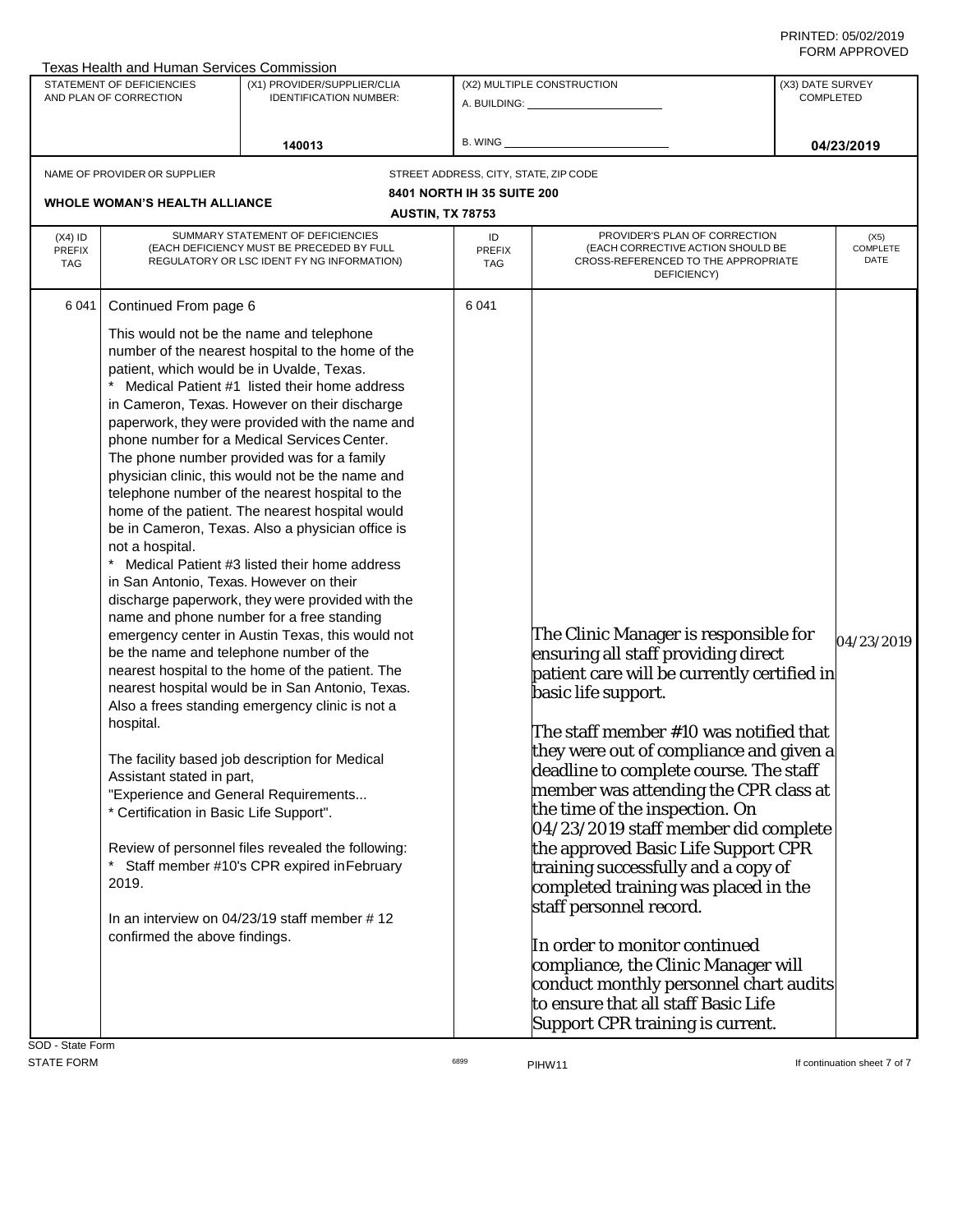Texas Health and Human Services Commission

| STATEMENT OF DEFICIENCIES AND PLAN OF CORRECTION | (X1) PROVIDER/SUPPLIER/CLIA IDENTIFICATION NUMBER: | (X2) MULTIPLE CONSTRUCTION | (X3) DATE SURVEY COMPLETED |
|---|---|---|---|
| | 140013 | A. BUILDING: ___ B. WING ___ | 04/23/2019 |

| NAME OF PROVIDER OR SUPPLIER | STREET ADDRESS, CITY, STATE, ZIP CODE |
|---|---|
| WHOLE WOMAN'S HEALTH ALLIANCE | 8401 NORTH IH 35 SUITE 200 AUSTIN, TX 78753 |

| (X4) ID PREFIX TAG | SUMMARY STATEMENT OF DEFICIENCIES (EACH DEFICIENCY MUST BE PRECEDED BY FULL REGULATORY OR LSC IDENT FY NG INFORMATION) | ID PREFIX TAG | PROVIDER'S PLAN OF CORRECTION (EACH CORRECTIVE ACTION SHOULD BE CROSS-REFERENCED TO THE APPROPRIATE DEFICIENCY) | (X5) COMPLETE DATE |
|---|---|---|---|---|
| 6 041 | Continued From page 6<br><br>This would not be the name and telephone number of the nearest hospital to the home of the patient, which would be in Uvalde, Texas.<br>* Medical Patient #1 listed their home address in Cameron, Texas. However on their discharge paperwork, they were provided with the name and phone number for a Medical Services Center. The phone number provided was for a family physician clinic, this would not be the name and telephone number of the nearest hospital to the home of the patient. The nearest hospital would be in Cameron, Texas. Also a physician office is not a hospital.<br>* Medical Patient #3 listed their home address in San Antonio, Texas. However on their discharge paperwork, they were provided with the name and phone number for a free standing emergency center in Austin Texas, this would not be the name and telephone number of the nearest hospital to the home of the patient. The nearest hospital would be in San Antonio, Texas. Also a frees standing emergency clinic is not a hospital.<br><br>The facility based job description for Medical Assistant stated in part,<br>"Experience and General Requirements...<br>* Certification in Basic Life Support".<br><br>Review of personnel files revealed the following:<br>* Staff member #10's CPR expired in February 2019.<br><br>In an interview on 04/23/19 staff member # 12 confirmed the above findings. | 6 041 | The Clinic Manager is responsible for ensuring all staff providing direct patient care will be currently certified in basic life support.<br><br>The staff member #10 was notified that they were out of compliance and given a deadline to complete course. The staff member was attending the CPR class at the time of the inspection. On 04/23/2019 staff member did complete the approved Basic Life Support CPR training successfully and a copy of completed training was placed in the staff personnel record.<br><br>In order to monitor continued compliance, the Clinic Manager will conduct monthly personnel chart audits to ensure that all staff Basic Life Support CPR training is current. | 04/23/2019 |

SOD - State Form
STATE FORM 6899 PIHW11 If continuation sheet 7 of 7